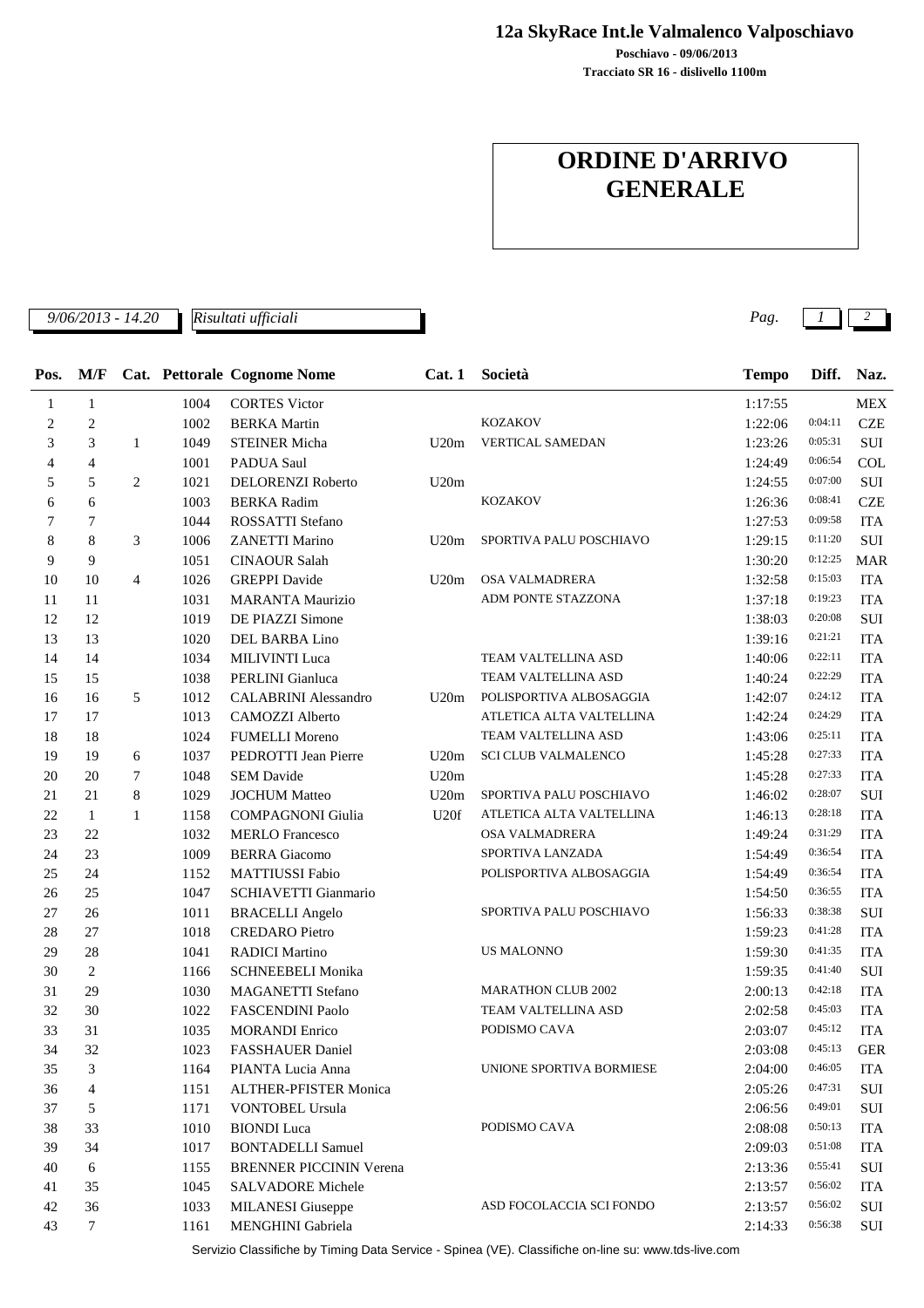**12a SkyRace Int.le Valmalenco Valposchiavo**

**Poschiavo - 09/06/2013**

**Tracciato SR 16 - dislivello 1100m**

# ORDINE D'ARRIVO GENERALE

*9/06/2013 - 14.20* *Risultati ufficiali*

| Pos. | M/F | Cat. | Pettorale | Cognome Nome | Cat. 1 | Società | Tempo | Diff. | Naz. |
|---|---|---|---|---|---|---|---|---|---|
| 1 | 1 | | 1004 | CORTES Victor | | | 1:17:55 | | MEX |
| 2 | 2 | | 1002 | BERKA Martin | | KOZAKOV | 1:22:06 | 0:04:11 | CZE |
| 3 | 3 | 1 | 1049 | STEINER Micha | U20m | VERTICAL SAMEDAN | 1:23:26 | 0:05:31 | SUI |
| 4 | 4 | | 1001 | PADUA Saul | | | 1:24:49 | 0:06:54 | COL |
| 5 | 5 | 2 | 1021 | DELORENZI Roberto | U20m | | 1:24:55 | 0:07:00 | SUI |
| 6 | 6 | | 1003 | BERKA Radim | | KOZAKOV | 1:26:36 | 0:08:41 | CZE |
| 7 | 7 | | 1044 | ROSSATTI Stefano | | | 1:27:53 | 0:09:58 | ITA |
| 8 | 8 | 3 | 1006 | ZANETTI Marino | U20m | SPORTIVA PALU POSCHIAVO | 1:29:15 | 0:11:20 | SUI |
| 9 | 9 | | 1051 | CINAOUR Salah | | | 1:30:20 | 0:12:25 | MAR |
| 10 | 10 | 4 | 1026 | GREPPI Davide | U20m | OSA VALMADRERA | 1:32:58 | 0:15:03 | ITA |
| 11 | 11 | | 1031 | MARANTA Maurizio | | ADM PONTE STAZZONA | 1:37:18 | 0:19:23 | ITA |
| 12 | 12 | | 1019 | DE PIAZZI Simone | | | 1:38:03 | 0:20:08 | SUI |
| 13 | 13 | | 1020 | DEL BARBA Lino | | | 1:39:16 | 0:21:21 | ITA |
| 14 | 14 | | 1034 | MILIVINTI Luca | | TEAM VALTELLINA ASD | 1:40:06 | 0:22:11 | ITA |
| 15 | 15 | | 1038 | PERLINI Gianluca | | TEAM VALTELLINA ASD | 1:40:24 | 0:22:29 | ITA |
| 16 | 16 | 5 | 1012 | CALABRINI Alessandro | U20m | POLISPORTIVA ALBOSAGGIA | 1:42:07 | 0:24:12 | ITA |
| 17 | 17 | | 1013 | CAMOZZI Alberto | | ATLETICA ALTA VALTELLINA | 1:42:24 | 0:24:29 | ITA |
| 18 | 18 | | 1024 | FUMELLI Moreno | | TEAM VALTELLINA ASD | 1:43:06 | 0:25:11 | ITA |
| 19 | 19 | 6 | 1037 | PEDROTTI Jean Pierre | U20m | SCI CLUB VALMALENCO | 1:45:28 | 0:27:33 | ITA |
| 20 | 20 | 7 | 1048 | SEM Davide | U20m | | 1:45:28 | 0:27:33 | ITA |
| 21 | 21 | 8 | 1029 | JOCHUM Matteo | U20m | SPORTIVA PALU POSCHIAVO | 1:46:02 | 0:28:07 | SUI |
| 22 | 1 | 1 | 1158 | COMPAGNONI Giulia | U20f | ATLETICA ALTA VALTELLINA | 1:46:13 | 0:28:18 | ITA |
| 23 | 22 | | 1032 | MERLO Francesco | | OSA VALMADRERA | 1:49:24 | 0:31:29 | ITA |
| 24 | 23 | | 1009 | BERRA Giacomo | | SPORTIVA LANZADA | 1:54:49 | 0:36:54 | ITA |
| 25 | 24 | | 1152 | MATTIUSSI Fabio | | POLISPORTIVA ALBOSAGGIA | 1:54:49 | 0:36:54 | ITA |
| 26 | 25 | | 1047 | SCHIAVETTI Gianmario | | | 1:54:50 | 0:36:55 | ITA |
| 27 | 26 | | 1011 | BRACELLI Angelo | | SPORTIVA PALU POSCHIAVO | 1:56:33 | 0:38:38 | SUI |
| 28 | 27 | | 1018 | CREDARO Pietro | | | 1:59:23 | 0:41:28 | ITA |
| 29 | 28 | | 1041 | RADICI Martino | | US MALONNO | 1:59:30 | 0:41:35 | ITA |
| 30 | 2 | | 1166 | SCHNEEBELI Monika | | | 1:59:35 | 0:41:40 | SUI |
| 31 | 29 | | 1030 | MAGANETTI Stefano | | MARATHON CLUB 2002 | 2:00:13 | 0:42:18 | ITA |
| 32 | 30 | | 1022 | FASCENDINI Paolo | | TEAM VALTELLINA ASD | 2:02:58 | 0:45:03 | ITA |
| 33 | 31 | | 1035 | MORANDI Enrico | | PODISMO CAVA | 2:03:07 | 0:45:12 | ITA |
| 34 | 32 | | 1023 | FASSHAUER Daniel | | | 2:03:08 | 0:45:13 | GER |
| 35 | 3 | | 1164 | PIANTA Lucia Anna | | UNIONE SPORTIVA BORMIESE | 2:04:00 | 0:46:05 | ITA |
| 36 | 4 | | 1151 | ALTHER-PFISTER Monica | | | 2:05:26 | 0:47:31 | SUI |
| 37 | 5 | | 1171 | VONTOBEL Ursula | | | 2:06:56 | 0:49:01 | SUI |
| 38 | 33 | | 1010 | BIONDI Luca | | PODISMO CAVA | 2:08:08 | 0:50:13 | ITA |
| 39 | 34 | | 1017 | BONTADELLI Samuel | | | 2:09:03 | 0:51:08 | ITA |
| 40 | 6 | | 1155 | BRENNER PICCININ Verena | | | 2:13:36 | 0:55:41 | SUI |
| 41 | 35 | | 1045 | SALVADORE Michele | | | 2:13:57 | 0:56:02 | ITA |
| 42 | 36 | | 1033 | MILANESI Giuseppe | | ASD FOCOLACCIA SCI FONDO | 2:13:57 | 0:56:02 | SUI |
| 43 | 7 | | 1161 | MENGHINI Gabriela | | | 2:14:33 | 0:56:38 | SUI |

Servizio Classifiche by Timing Data Service - Spinea (VE). Classifiche on-line su: www.tds-live.com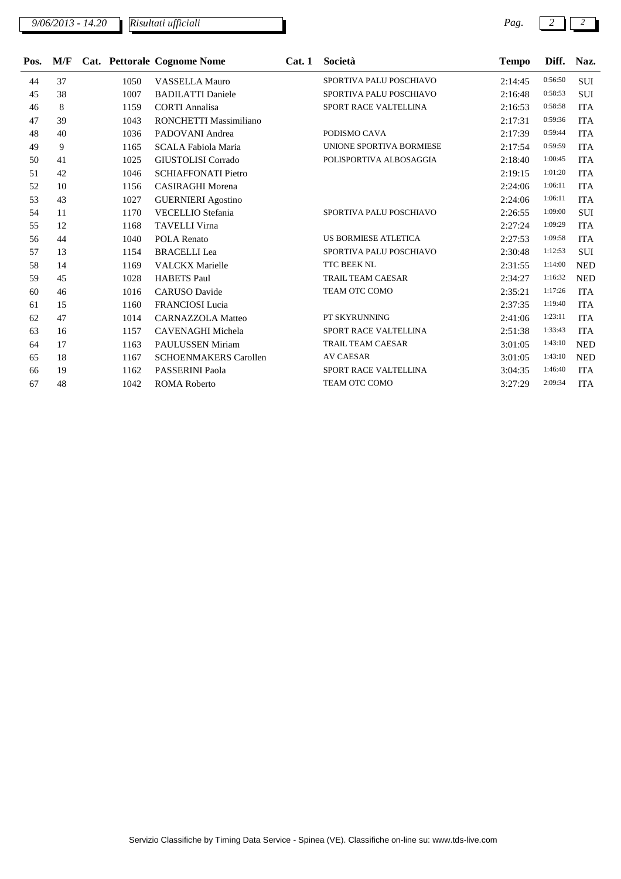| Pos. | M/F | Cat. | Pettorale | Cognome Nome | Cat. 1 | Società | Tempo | Diff. | Naz. |
|---|---|---|---|---|---|---|---|---|---|
| 44 | 37 | | 1050 | VASSELLA Mauro | | SPORTIVA PALU POSCHIAVO | 2:14:45 | 0:56:50 | SUI |
| 45 | 38 | | 1007 | BADILATTI Daniele | | SPORTIVA PALU POSCHIAVO | 2:16:48 | 0:58:53 | SUI |
| 46 | 8 | | 1159 | CORTI Annalisa | | SPORT RACE VALTELLINA | 2:16:53 | 0:58:58 | ITA |
| 47 | 39 | | 1043 | RONCHETTI Massimiliano | | | 2:17:31 | 0:59:36 | ITA |
| 48 | 40 | | 1036 | PADOVANI Andrea | | PODISMO CAVA | 2:17:39 | 0:59:44 | ITA |
| 49 | 9 | | 1165 | SCALA Fabiola Maria | | UNIONE SPORTIVA BORMIESE | 2:17:54 | 0:59:59 | ITA |
| 50 | 41 | | 1025 | GIUSTOLISI Corrado | | POLISPORTIVA ALBOSAGGIA | 2:18:40 | 1:00:45 | ITA |
| 51 | 42 | | 1046 | SCHIAFFONATI Pietro | | | 2:19:15 | 1:01:20 | ITA |
| 52 | 10 | | 1156 | CASIRAGHI Morena | | | 2:24:06 | 1:06:11 | ITA |
| 53 | 43 | | 1027 | GUERNIERI Agostino | | | 2:24:06 | 1:06:11 | ITA |
| 54 | 11 | | 1170 | VECELLIO Stefania | | SPORTIVA PALU POSCHIAVO | 2:26:55 | 1:09:00 | SUI |
| 55 | 12 | | 1168 | TAVELLI Virna | | | 2:27:24 | 1:09:29 | ITA |
| 56 | 44 | | 1040 | POLA Renato | | US BORMIESE ATLETICA | 2:27:53 | 1:09:58 | ITA |
| 57 | 13 | | 1154 | BRACELLI Lea | | SPORTIVA PALU POSCHIAVO | 2:30:48 | 1:12:53 | SUI |
| 58 | 14 | | 1169 | VALCKX Marielle | | TTC BEEK NL | 2:31:55 | 1:14:00 | NED |
| 59 | 45 | | 1028 | HABETS Paul | | TRAIL TEAM CAESAR | 2:34:27 | 1:16:32 | NED |
| 60 | 46 | | 1016 | CARUSO Davide | | TEAM OTC COMO | 2:35:21 | 1:17:26 | ITA |
| 61 | 15 | | 1160 | FRANCIOSI Lucia | | | 2:37:35 | 1:19:40 | ITA |
| 62 | 47 | | 1014 | CARNAZZOLA Matteo | | PT SKYRUNNING | 2:41:06 | 1:23:11 | ITA |
| 63 | 16 | | 1157 | CAVENAGHI Michela | | SPORT RACE VALTELLINA | 2:51:38 | 1:33:43 | ITA |
| 64 | 17 | | 1163 | PAULUSSEN Miriam | | TRAIL TEAM CAESAR | 3:01:05 | 1:43:10 | NED |
| 65 | 18 | | 1167 | SCHOENMAKERS Carollen | | AV CAESAR | 3:01:05 | 1:43:10 | NED |
| 66 | 19 | | 1162 | PASSERINI Paola | | SPORT RACE VALTELLINA | 3:04:35 | 1:46:40 | ITA |
| 67 | 48 | | 1042 | ROMA Roberto | | TEAM OTC COMO | 3:27:29 | 2:09:34 | ITA |

Servizio Classifiche by Timing Data Service - Spinea (VE). Classifiche on-line su: www.tds-live.com